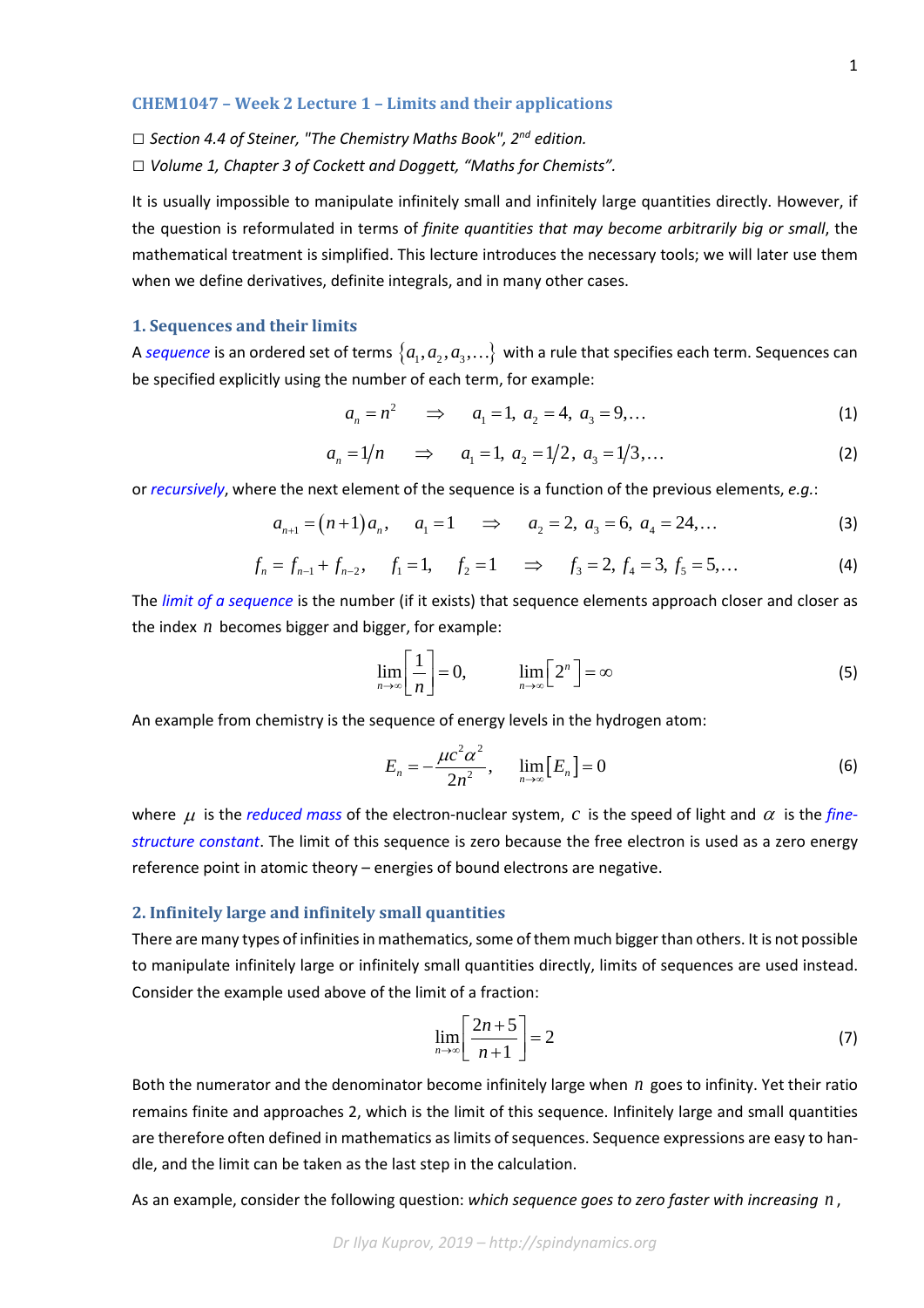## CHEM1047 – Week 2 Lecture 1 – Limits and their applications

☐ *Section 4.4 of Steiner, "The Chemistry Maths Book", 2nd edition.*

☐ *Volume 1, Chapter 3 of Cockett and Doggett, "Maths for Chemists".*

It is usually impossible to manipulate infinitely small and infinitely large quantities directly. However, if the question is reformulated in terms of *finite quantities that may become arbitrarily big or small*, the mathematical treatment is simplified. This lecture introduces the necessary tools; we will later use them when we define derivatives, definite integrals, and in many other cases.

### 1. Sequences and their limits

A *sequence* is an ordered set of terms $\{a_1, a_2, a_3, \ldots\}$ with a rule that specifies each term. Sequences can be specified explicitly using the number of each term, for example:

$$a_n = n^2 \quad \Rightarrow \quad a_1 = 1,\ a_2 = 4,\ a_3 = 9, \ldots \tag{1}$$

$$a_n = 1/n \quad \Rightarrow \quad a_1 = 1,\ a_2 = 1/2,\ a_3 = 1/3, \ldots \tag{2}$$

or *recursively*, where the next element of the sequence is a function of the previous elements, *e.g.*:

$$a_{n+1} = (n+1)a_n, \quad a_1 = 1 \quad \Rightarrow \quad a_2 = 2,\ a_3 = 6,\ a_4 = 24, \ldots \tag{3}$$

$$f_n = f_{n-1} + f_{n-2}, \quad f_1 = 1, \quad f_2 = 1 \quad \Rightarrow \quad f_3 = 2,\ f_4 = 3,\ f_5 = 5, \ldots \tag{4}$$

The *limit of a sequence* is the number (if it exists) that sequence elements approach closer and closer as the index $n$ becomes bigger and bigger, for example:

$$\lim_{n\to\infty}\left[\frac{1}{n}\right] = 0, \qquad \lim_{n\to\infty}\left[2^n\right] = \infty \tag{5}$$

An example from chemistry is the sequence of energy levels in the hydrogen atom:

$$E_n = -\frac{\mu c^2 \alpha^2}{2n^2}, \qquad \lim_{n\to\infty}\left[E_n\right] = 0 \tag{6}$$

where $\mu$ is the *reduced mass* of the electron-nuclear system, $c$ is the speed of light and $\alpha$ is the *fine-structure constant*. The limit of this sequence is zero because the free electron is used as a zero energy reference point in atomic theory – energies of bound electrons are negative.

### 2. Infinitely large and infinitely small quantities

There are many types of infinities in mathematics, some of them much bigger than others. It is not possible to manipulate infinitely large or infinitely small quantities directly, limits of sequences are used instead. Consider the example used above of the limit of a fraction:

$$\lim_{n\to\infty}\left[\frac{2n+5}{n+1}\right] = 2 \tag{7}$$

Both the numerator and the denominator become infinitely large when $n$ goes to infinity. Yet their ratio remains finite and approaches 2, which is the limit of this sequence. Infinitely large and small quantities are therefore often defined in mathematics as limits of sequences. Sequence expressions are easy to handle, and the limit can be taken as the last step in the calculation.

As an example, consider the following question: *which sequence goes to zero faster with increasing $n$,*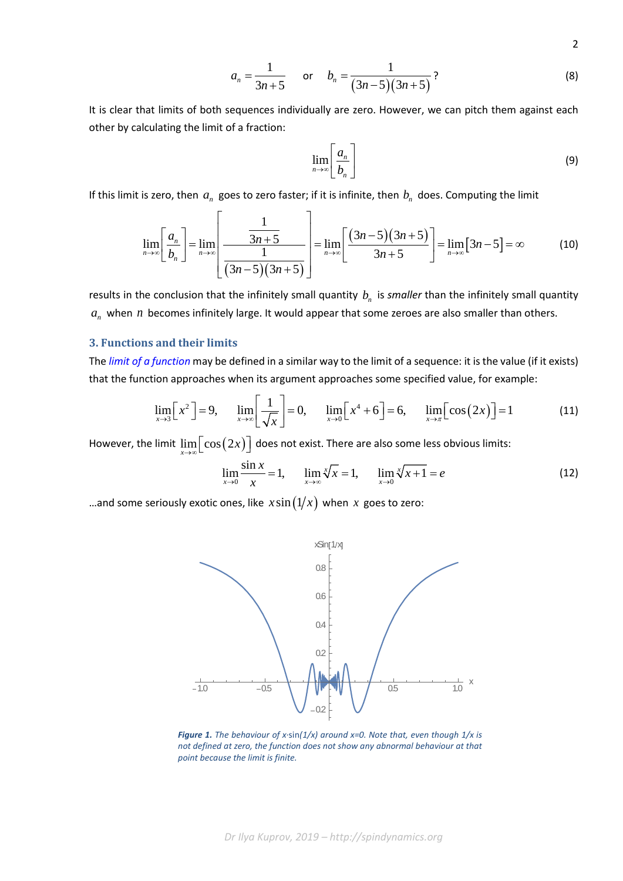$$a_n = \frac{1}{3n+5} \quad \text{or} \quad b_n = \frac{1}{(3n-5)(3n+5)}? \tag{8}$$

It is clear that limits of both sequences individually are zero. However, we can pitch them against each other by calculating the limit of a fraction:

$$\lim_{n\to\infty}\left[\frac{a_n}{b_n}\right] \tag{9}$$

If this limit is zero, then $a_n$ goes to zero faster; if it is infinite, then $b_n$ does. Computing the limit

$$\lim_{n\to\infty}\left[\frac{a_n}{b_n}\right] = \lim_{n\to\infty}\left[\frac{\dfrac{1}{3n+5}}{\dfrac{1}{(3n-5)(3n+5)}}\right] = \lim_{n\to\infty}\left[\frac{(3n-5)(3n+5)}{3n+5}\right] = \lim_{n\to\infty}[3n-5] = \infty \tag{10}$$

results in the conclusion that the infinitely small quantity $b_n$ is *smaller* than the infinitely small quantity $a_n$ when $n$ becomes infinitely large. It would appear that some zeroes are also smaller than others.

## 3. Functions and their limits

The *limit of a function* may be defined in a similar way to the limit of a sequence: it is the value (if it exists) that the function approaches when its argument approaches some specified value, for example:

$$\lim_{x\to 3}\left[x^2\right] = 9, \quad \lim_{x\to\infty}\left[\frac{1}{\sqrt{x}}\right] = 0, \quad \lim_{x\to 0}\left[x^4+6\right] = 6, \quad \lim_{x\to\pi}\left[\cos(2x)\right] = 1 \tag{11}$$

However, the limit $\lim_{x\to\infty}\left[\cos(2x)\right]$ does not exist. There are also some less obvious limits:

$$\lim_{x\to 0}\frac{\sin x}{x} = 1, \quad \lim_{x\to\infty}\sqrt[x]{x} = 1, \quad \lim_{x\to 0}\sqrt[x]{x+1} = e \tag{12}$$

…and some seriously exotic ones, like $x\sin(1/x)$ when $x$ goes to zero:

***Figure 1.*** *The behaviour of x·sin(1/x) around x=0. Note that, even though 1/x is not defined at zero, the function does not show any abnormal behaviour at that point because the limit is finite.*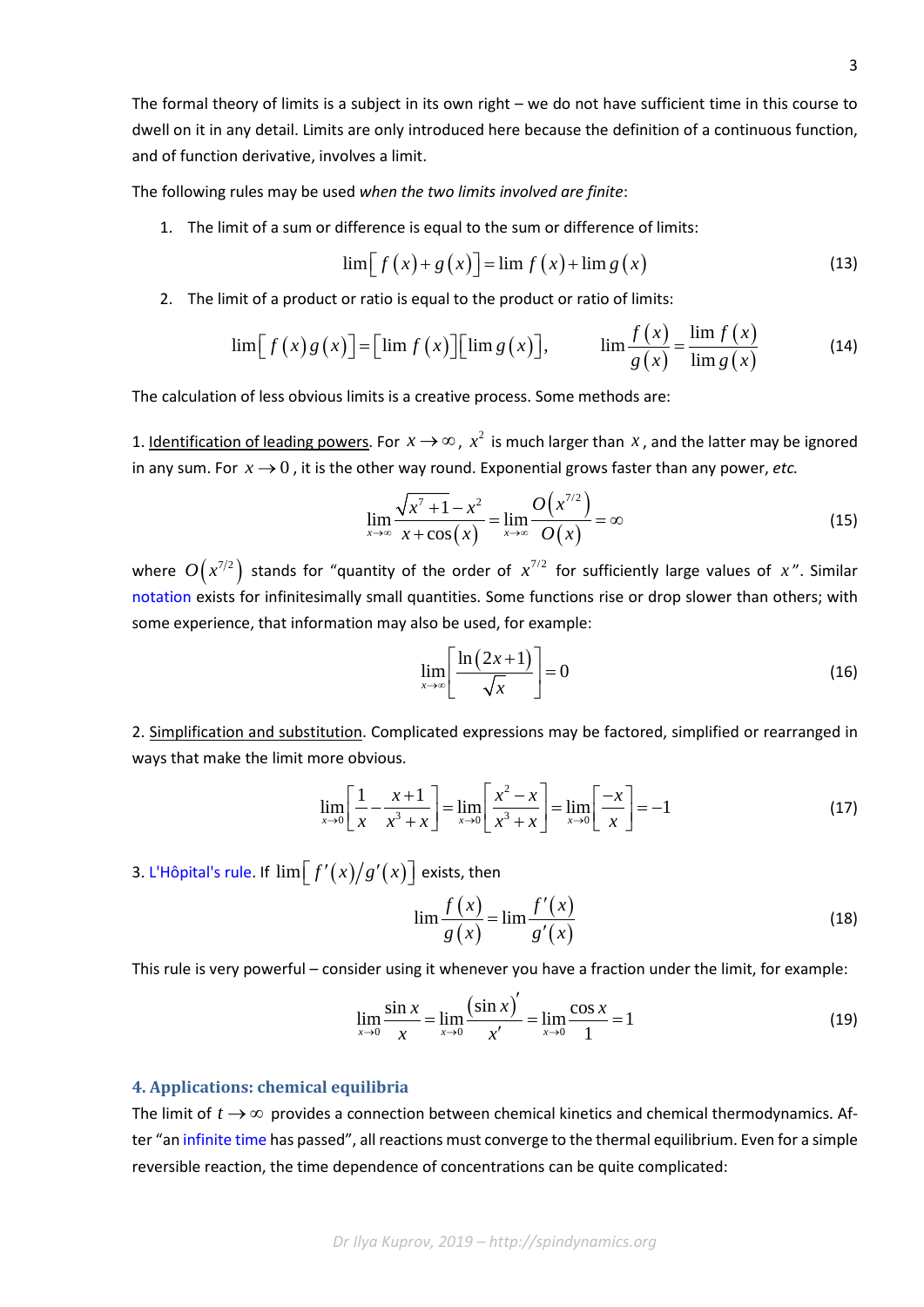The formal theory of limits is a subject in its own right – we do not have sufficient time in this course to dwell on it in any detail. Limits are only introduced here because the definition of a continuous function, and of function derivative, involves a limit.

The following rules may be used *when the two limits involved are finite*:

1. The limit of a sum or difference is equal to the sum or difference of limits:

$$\lim\left[f(x)+g(x)\right]=\lim f(x)+\lim g(x) \tag{13}$$

2. The limit of a product or ratio is equal to the product or ratio of limits:

$$\lim\left[f(x)g(x)\right]=\left[\lim f(x)\right]\left[\lim g(x)\right], \qquad \lim\frac{f(x)}{g(x)}=\frac{\lim f(x)}{\lim g(x)} \tag{14}$$

The calculation of less obvious limits is a creative process. Some methods are:

1. Identification of leading powers. For $x\to\infty$, $x^2$ is much larger than $x$, and the latter may be ignored in any sum. For $x\to 0$, it is the other way round. Exponential grows faster than any power, *etc.*

$$\lim_{x\to\infty}\frac{\sqrt{x^7+1}-x^2}{x+\cos(x)}=\lim_{x\to\infty}\frac{O\left(x^{7/2}\right)}{O(x)}=\infty \tag{15}$$

where $O\left(x^{7/2}\right)$ stands for "quantity of the order of $x^{7/2}$ for sufficiently large values of $x$". Similar notation exists for infinitesimally small quantities. Some functions rise or drop slower than others; with some experience, that information may also be used, for example:

$$\lim_{x\to\infty}\left[\frac{\ln(2x+1)}{\sqrt{x}}\right]=0 \tag{16}$$

2. Simplification and substitution. Complicated expressions may be factored, simplified or rearranged in ways that make the limit more obvious.

$$\lim_{x\to 0}\left[\frac{1}{x}-\frac{x+1}{x^3+x}\right]=\lim_{x\to 0}\left[\frac{x^2-x}{x^3+x}\right]=\lim_{x\to 0}\left[\frac{-x}{x}\right]=-1 \tag{17}$$

3. L'Hôpital's rule. If $\lim\left[f'(x)/g'(x)\right]$ exists, then

$$\lim\frac{f(x)}{g(x)}=\lim\frac{f'(x)}{g'(x)} \tag{18}$$

This rule is very powerful – consider using it whenever you have a fraction under the limit, for example:

$$\lim_{x\to 0}\frac{\sin x}{x}=\lim_{x\to 0}\frac{(\sin x)'}{x'}=\lim_{x\to 0}\frac{\cos x}{1}=1 \tag{19}$$

### 4. Applications: chemical equilibria

The limit of $t\to\infty$ provides a connection between chemical kinetics and chemical thermodynamics. After "an infinite time has passed", all reactions must converge to the thermal equilibrium. Even for a simple reversible reaction, the time dependence of concentrations can be quite complicated: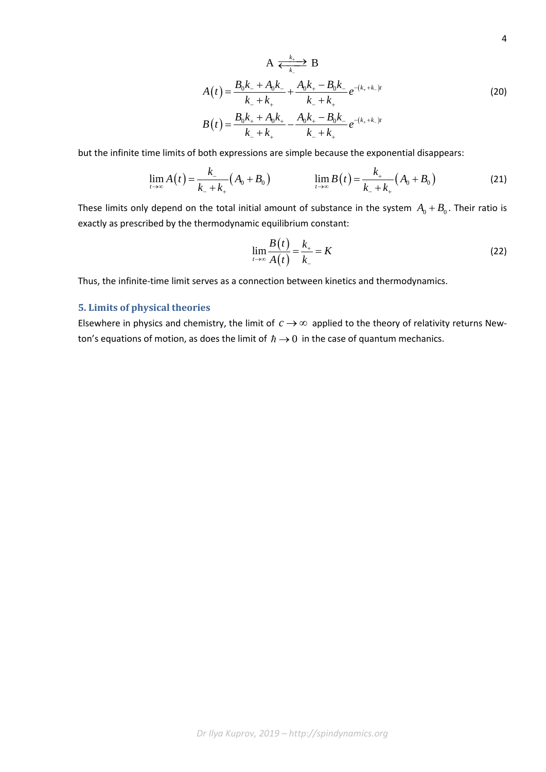$$\mathrm{A} \underset{k_-}{\overset{k_+}{\rightleftarrows}} \mathrm{B}$$

$$A(t) = \frac{B_0 k_- + A_0 k_-}{k_- + k_+} + \frac{A_0 k_+ - B_0 k_-}{k_- + k_+} e^{-(k_+ + k_-)t} \tag{20}$$

$$B(t) = \frac{B_0 k_+ + A_0 k_+}{k_- + k_+} - \frac{A_0 k_+ - B_0 k_-}{k_- + k_+} e^{-(k_+ + k_-)t}$$

but the infinite time limits of both expressions are simple because the exponential disappears:

$$\lim_{t\to\infty} A(t) = \frac{k_-}{k_- + k_+}(A_0 + B_0) \qquad \lim_{t\to\infty} B(t) = \frac{k_+}{k_- + k_+}(A_0 + B_0) \tag{21}$$

These limits only depend on the total initial amount of substance in the system $A_0 + B_0$. Their ratio is exactly as prescribed by the thermodynamic equilibrium constant:

$$\lim_{t\to\infty} \frac{B(t)}{A(t)} = \frac{k_+}{k_-} = K \tag{22}$$

Thus, the infinite-time limit serves as a connection between kinetics and thermodynamics.

## 5. Limits of physical theories

Elsewhere in physics and chemistry, the limit of $c \to \infty$ applied to the theory of relativity returns Newton's equations of motion, as does the limit of $\hbar \to 0$ in the case of quantum mechanics.